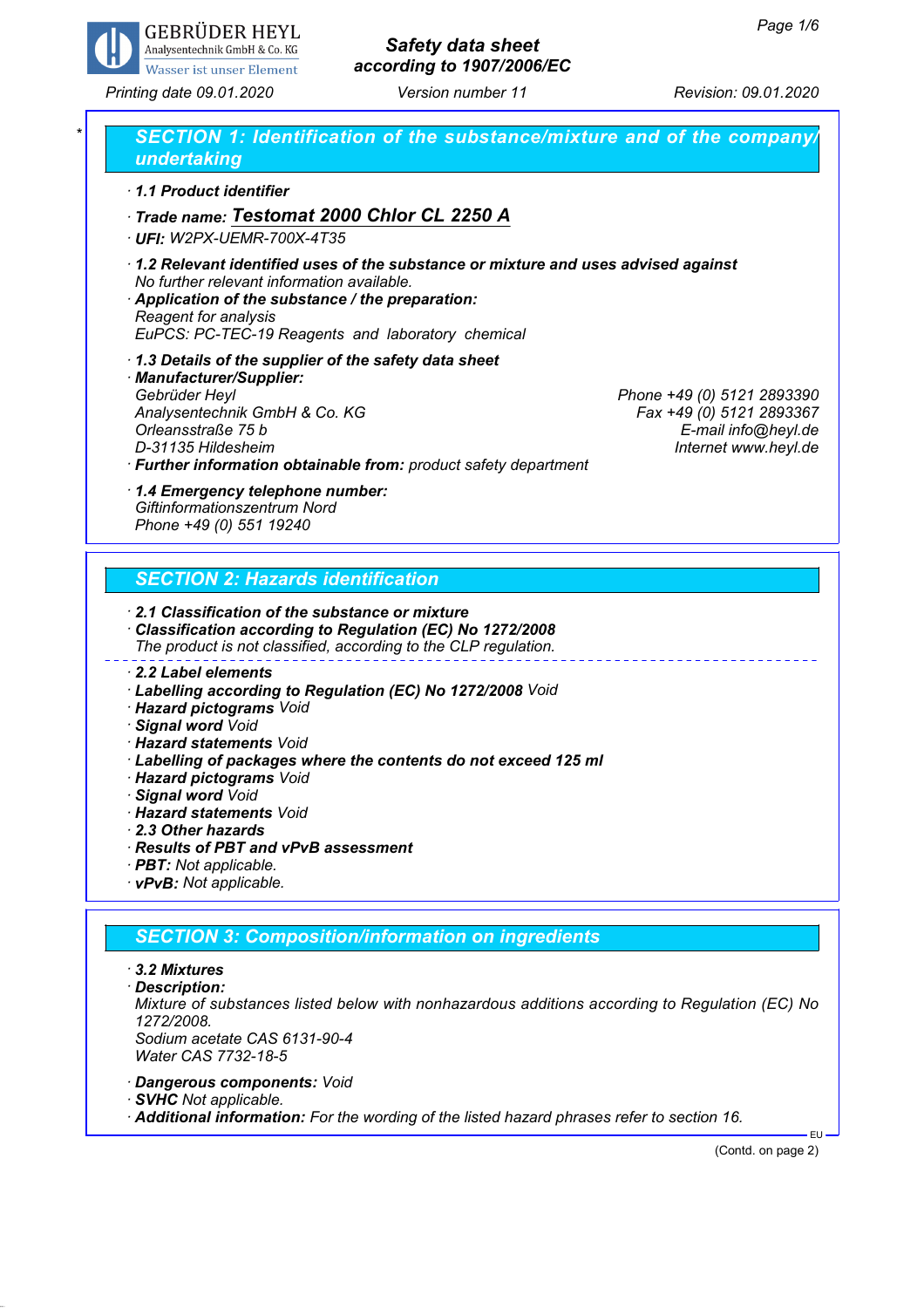**GEBRÜDER HEYL**
Analysentechnik GmbH & Co. KG
Wasser ist unser Element

**Safety data sheet according to 1907/2006/EC**

Printing date 09.01.2020 | Version number 11 | Revision: 09.01.2020

## SECTION 1: Identification of the substance/mixture and of the company/undertaking

· **1.1 Product identifier**

· **Trade name: Testomat 2000 Chlor CL 2250 A**

· **UFI:** W2PX-UEMR-700X-4T35

· **1.2 Relevant identified uses of the substance or mixture and uses advised against**
No further relevant information available.

· **Application of the substance / the preparation:**
Reagent for analysis
EuPCS: PC-TEC-19 Reagents and laboratory chemical

· **1.3 Details of the supplier of the safety data sheet**

· **Manufacturer/Supplier:**
Gebrüder Heyl
Analysentechnik GmbH & Co. KG
Orleansstraße 75 b
D-31135 Hildesheim

Phone +49 (0) 5121 2893390
Fax +49 (0) 5121 2893367
E-mail info@heyl.de
Internet www.heyl.de

· **Further information obtainable from:** product safety department

· **1.4 Emergency telephone number:**
Giftinformationszentrum Nord
Phone +49 (0) 551 19240

## SECTION 2: Hazards identification

· **2.1 Classification of the substance or mixture**

· **Classification according to Regulation (EC) No 1272/2008**
The product is not classified, according to the CLP regulation.

· **2.2 Label elements**

· **Labelling according to Regulation (EC) No 1272/2008** Void

· **Hazard pictograms** Void

· **Signal word** Void

· **Hazard statements** Void

· **Labelling of packages where the contents do not exceed 125 ml**

· **Hazard pictograms** Void

· **Signal word** Void

· **Hazard statements** Void

· **2.3 Other hazards**

· **Results of PBT and vPvB assessment**

· **PBT:** Not applicable.

· **vPvB:** Not applicable.

## SECTION 3: Composition/information on ingredients

· **3.2 Mixtures**

· **Description:**
Mixture of substances listed below with nonhazardous additions according to Regulation (EC) No 1272/2008.
Sodium acetate CAS 6131-90-4
Water CAS 7732-18-5

· **Dangerous components:** Void

· **SVHC** Not applicable.

· **Additional information:** For the wording of the listed hazard phrases refer to section 16.

(Contd. on page 2)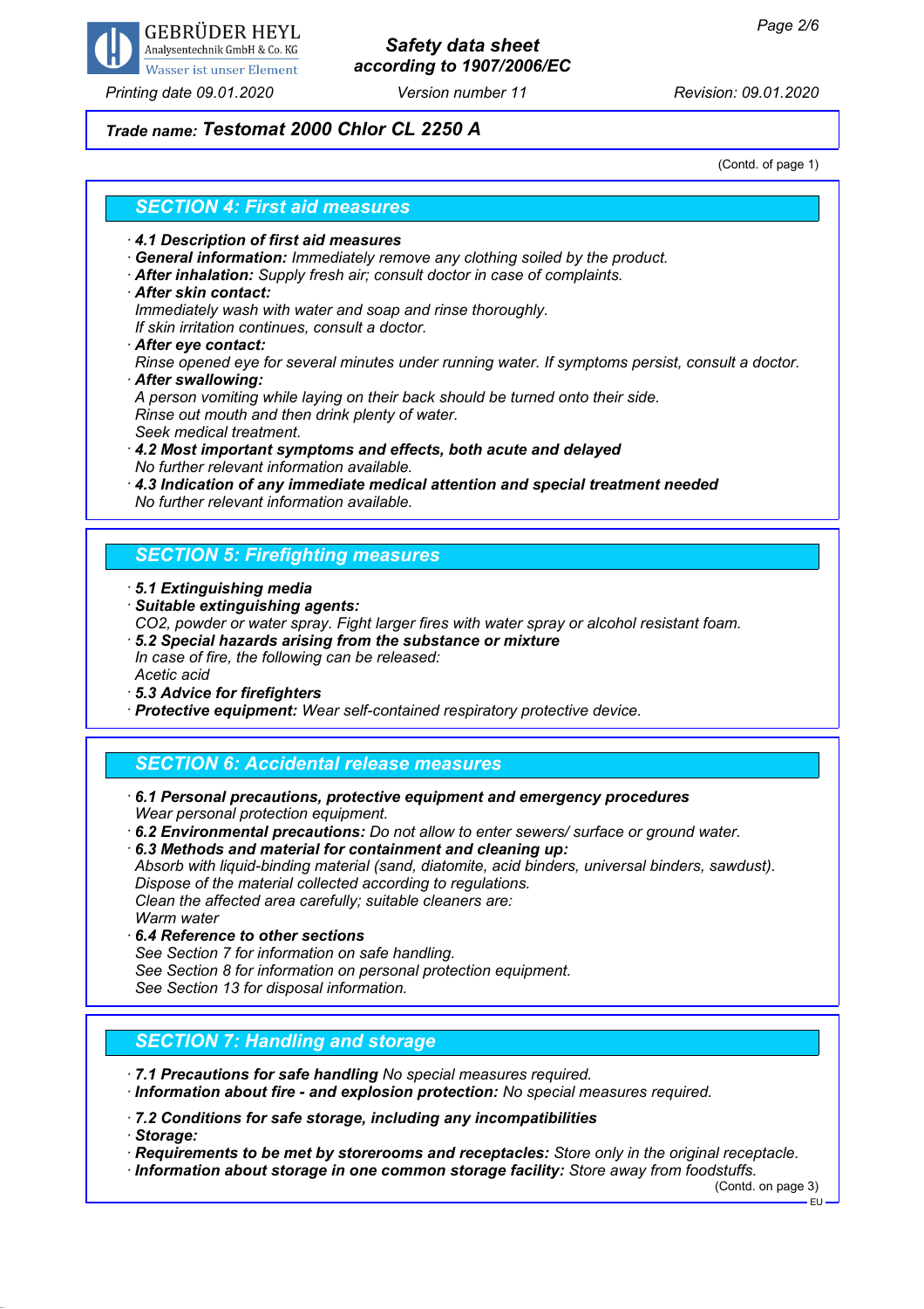**Trade name: Testomat 2000 Chlor CL 2250 A**

(Contd. of page 1)

## SECTION 4: First aid measures

- **4.1 Description of first aid measures**
- **General information:** Immediately remove any clothing soiled by the product.
- **After inhalation:** Supply fresh air; consult doctor in case of complaints.
- **After skin contact:**
  Immediately wash with water and soap and rinse thoroughly.
  If skin irritation continues, consult a doctor.
- **After eye contact:**
  Rinse opened eye for several minutes under running water. If symptoms persist, consult a doctor.
- **After swallowing:**
  A person vomiting while laying on their back should be turned onto their side.
  Rinse out mouth and then drink plenty of water.
  Seek medical treatment.
- **4.2 Most important symptoms and effects, both acute and delayed**
  No further relevant information available.
- **4.3 Indication of any immediate medical attention and special treatment needed**
  No further relevant information available.

## SECTION 5: Firefighting measures

- **5.1 Extinguishing media**
- **Suitable extinguishing agents:**
  $CO_2$, powder or water spray. Fight larger fires with water spray or alcohol resistant foam.
- **5.2 Special hazards arising from the substance or mixture**
  In case of fire, the following can be released:
  Acetic acid
- **5.3 Advice for firefighters**
- **Protective equipment:** Wear self-contained respiratory protective device.

## SECTION 6: Accidental release measures

- **6.1 Personal precautions, protective equipment and emergency procedures**
  Wear personal protection equipment.
- **6.2 Environmental precautions:** Do not allow to enter sewers/ surface or ground water.
- **6.3 Methods and material for containment and cleaning up:**
  Absorb with liquid-binding material (sand, diatomite, acid binders, universal binders, sawdust).
  Dispose of the material collected according to regulations.
  Clean the affected area carefully; suitable cleaners are:
  Warm water
- **6.4 Reference to other sections**
  See Section 7 for information on safe handling.
  See Section 8 for information on personal protection equipment.
  See Section 13 for disposal information.

## SECTION 7: Handling and storage

- **7.1 Precautions for safe handling** No special measures required.
- **Information about fire - and explosion protection:** No special measures required.
- **7.2 Conditions for safe storage, including any incompatibilities**
- **Storage:**
- **Requirements to be met by storerooms and receptacles:** Store only in the original receptacle.
- **Information about storage in one common storage facility:** Store away from foodstuffs.

(Contd. on page 3)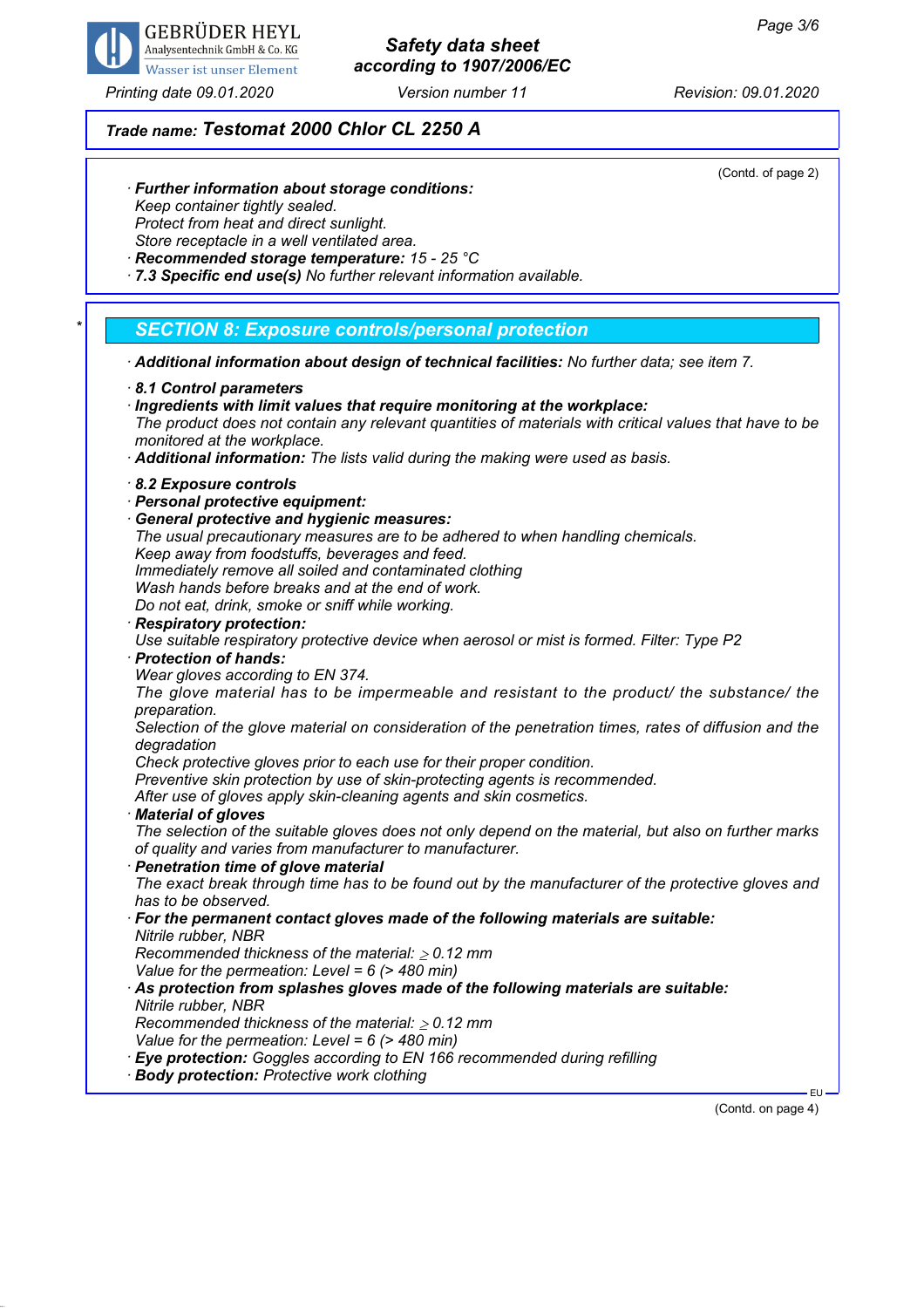(Contd. of page 2)

· **Further information about storage conditions:**
Keep container tightly sealed.
Protect from heat and direct sunlight.
Store receptacle in a well ventilated area.
· **Recommended storage temperature:** 15 - 25 °C
· **7.3 Specific end use(s)** No further relevant information available.

## * SECTION 8: Exposure controls/personal protection

· **Additional information about design of technical facilities:** No further data; see item 7.

· **8.1 Control parameters**
· **Ingredients with limit values that require monitoring at the workplace:**
The product does not contain any relevant quantities of materials with critical values that have to be monitored at the workplace.
· **Additional information:** The lists valid during the making were used as basis.

· **8.2 Exposure controls**
· **Personal protective equipment:**
· **General protective and hygienic measures:**
The usual precautionary measures are to be adhered to when handling chemicals.
Keep away from foodstuffs, beverages and feed.
Immediately remove all soiled and contaminated clothing
Wash hands before breaks and at the end of work.
Do not eat, drink, smoke or sniff while working.
· **Respiratory protection:**
Use suitable respiratory protective device when aerosol or mist is formed. Filter: Type P2
· **Protection of hands:**
Wear gloves according to EN 374.
The glove material has to be impermeable and resistant to the product/ the substance/ the preparation.
Selection of the glove material on consideration of the penetration times, rates of diffusion and the degradation
Check protective gloves prior to each use for their proper condition.
Preventive skin protection by use of skin-protecting agents is recommended.
After use of gloves apply skin-cleaning agents and skin cosmetics.
· **Material of gloves**
The selection of the suitable gloves does not only depend on the material, but also on further marks of quality and varies from manufacturer to manufacturer.
· **Penetration time of glove material**
The exact break through time has to be found out by the manufacturer of the protective gloves and has to be observed.
· **For the permanent contact gloves made of the following materials are suitable:**
Nitrile rubber, NBR
Recommended thickness of the material: ≥ 0.12 mm
Value for the permeation: Level = 6 (> 480 min)
· **As protection from splashes gloves made of the following materials are suitable:**
Nitrile rubber, NBR
Recommended thickness of the material: ≥ 0.12 mm
Value for the permeation: Level = 6 (> 480 min)
· **Eye protection:** Goggles according to EN 166 recommended during refilling
· **Body protection:** Protective work clothing

EU

(Contd. on page 4)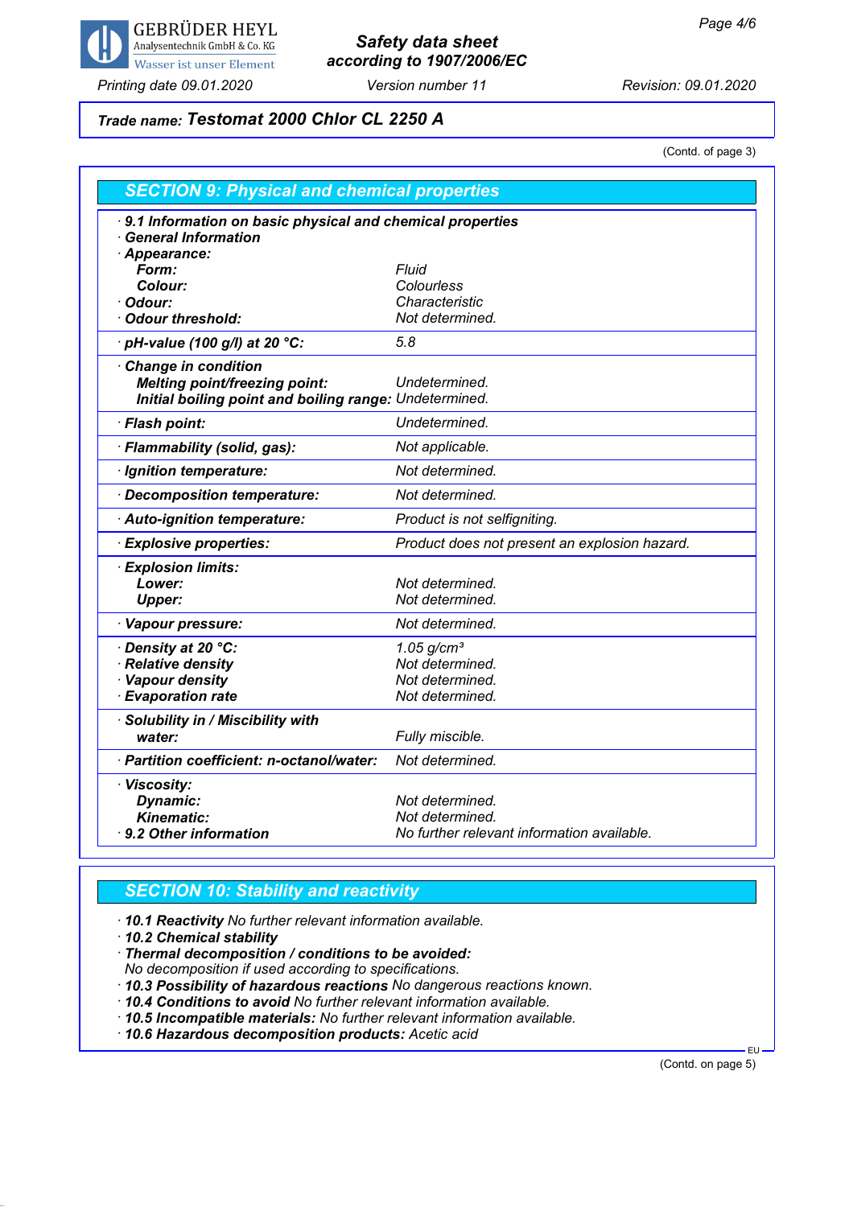**Trade name: Testomat 2000 Chlor CL 2250 A**

(Contd. of page 3)

## SECTION 9: Physical and chemical properties

| | |
|---|---|
| **· 9.1 Information on basic physical and chemical properties** | |
| **· General Information** | |
| **· Appearance:** | |
| **Form:** | Fluid |
| **Colour:** | Colourless |
| **· Odour:** | Characteristic |
| **· Odour threshold:** | Not determined. |
| **· pH-value (100 g/l) at 20 °C:** | 5.8 |
| **· Change in condition** | |
| **Melting point/freezing point:** | Undetermined. |
| **Initial boiling point and boiling range:** | Undetermined. |
| **· Flash point:** | Undetermined. |
| **· Flammability (solid, gas):** | Not applicable. |
| **· Ignition temperature:** | Not determined. |
| **· Decomposition temperature:** | Not determined. |
| **· Auto-ignition temperature:** | Product is not selfigniting. |
| **· Explosive properties:** | Product does not present an explosion hazard. |
| **· Explosion limits:** | |
| **Lower:** | Not determined. |
| **Upper:** | Not determined. |
| **· Vapour pressure:** | Not determined. |
| **· Density at 20 °C:** | 1.05 g/cm³ |
| **· Relative density** | Not determined. |
| **· Vapour density** | Not determined. |
| **· Evaporation rate** | Not determined. |
| **· Solubility in / Miscibility with water:** | Fully miscible. |
| **· Partition coefficient: n-octanol/water:** | Not determined. |
| **· Viscosity:** | |
| **Dynamic:** | Not determined. |
| **Kinematic:** | Not determined. |
| **· 9.2 Other information** | No further relevant information available. |

## SECTION 10: Stability and reactivity

- **10.1 Reactivity** No further relevant information available.
- **10.2 Chemical stability**
- **Thermal decomposition / conditions to be avoided:**
  No decomposition if used according to specifications.
- **10.3 Possibility of hazardous reactions** No dangerous reactions known.
- **10.4 Conditions to avoid** No further relevant information available.
- **10.5 Incompatible materials:** No further relevant information available.
- **10.6 Hazardous decomposition products:** Acetic acid

(Contd. on page 5)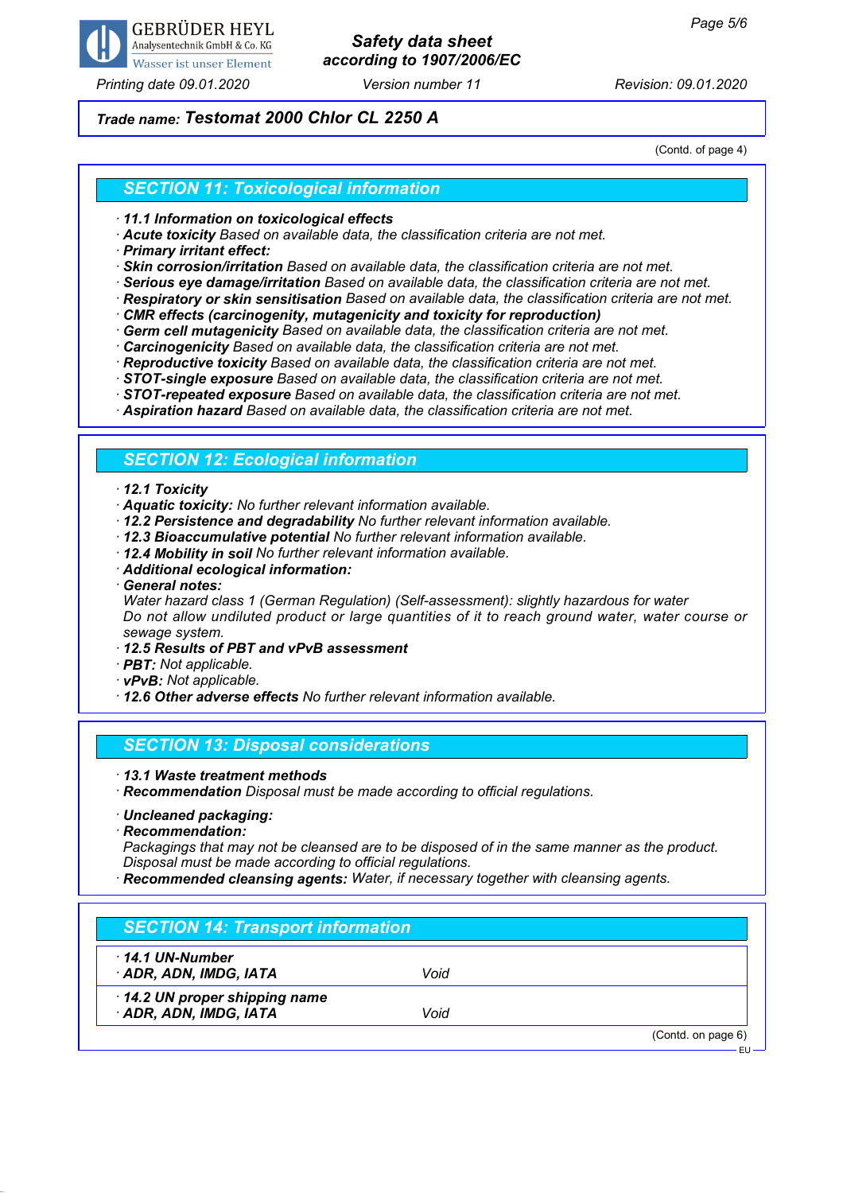Trade name: **Testomat 2000 Chlor CL 2250 A**

(Contd. of page 4)

## SECTION 11: Toxicological information

· **11.1 Information on toxicological effects**
· **Acute toxicity** Based on available data, the classification criteria are not met.
· **Primary irritant effect:**
· **Skin corrosion/irritation** Based on available data, the classification criteria are not met.
· **Serious eye damage/irritation** Based on available data, the classification criteria are not met.
· **Respiratory or skin sensitisation** Based on available data, the classification criteria are not met.
· **CMR effects (carcinogenity, mutagenicity and toxicity for reproduction)**
· **Germ cell mutagenicity** Based on available data, the classification criteria are not met.
· **Carcinogenicity** Based on available data, the classification criteria are not met.
· **Reproductive toxicity** Based on available data, the classification criteria are not met.
· **STOT-single exposure** Based on available data, the classification criteria are not met.
· **STOT-repeated exposure** Based on available data, the classification criteria are not met.
· **Aspiration hazard** Based on available data, the classification criteria are not met.

## SECTION 12: Ecological information

· **12.1 Toxicity**
· **Aquatic toxicity:** No further relevant information available.
· **12.2 Persistence and degradability** No further relevant information available.
· **12.3 Bioaccumulative potential** No further relevant information available.
· **12.4 Mobility in soil** No further relevant information available.
· **Additional ecological information:**
· **General notes:**
Water hazard class 1 (German Regulation) (Self-assessment): slightly hazardous for water
Do not allow undiluted product or large quantities of it to reach ground water, water course or sewage system.
· **12.5 Results of PBT and vPvB assessment**
· **PBT:** Not applicable.
· **vPvB:** Not applicable.
· **12.6 Other adverse effects** No further relevant information available.

## SECTION 13: Disposal considerations

· **13.1 Waste treatment methods**
· **Recommendation** Disposal must be made according to official regulations.

· **Uncleaned packaging:**
· **Recommendation:**
Packagings that may not be cleansed are to be disposed of in the same manner as the product.
Disposal must be made according to official regulations.
· **Recommended cleansing agents:** Water, if necessary together with cleansing agents.

## SECTION 14: Transport information

| | |
|---|---|
| · **14.1 UN-Number** | |
| · **ADR, ADN, IMDG, IATA** | Void |
| · **14.2 UN proper shipping name** | |
| · **ADR, ADN, IMDG, IATA** | Void |

(Contd. on page 6)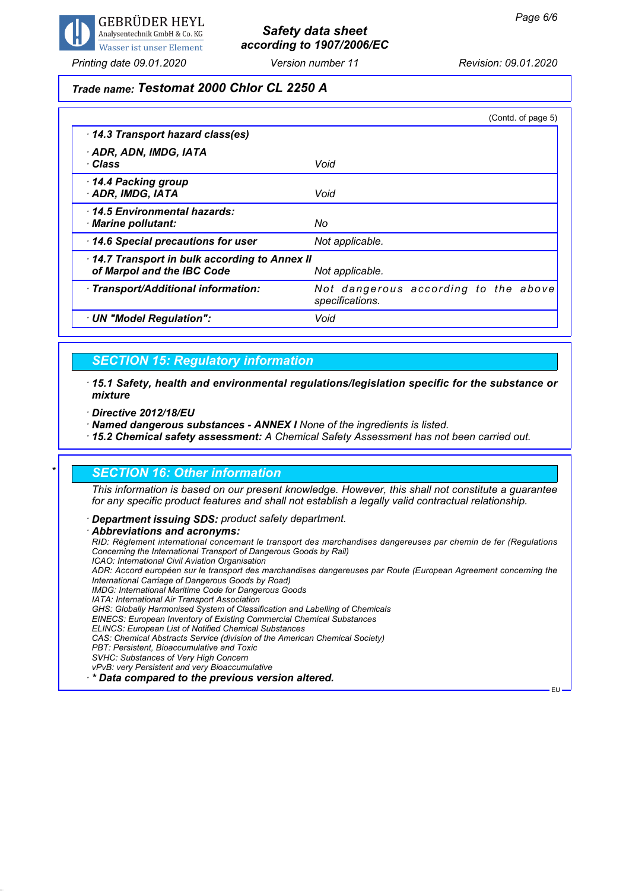**Trade name: Testomat 2000 Chlor CL 2250 A**

(Contd. of page 5)

| | |
|---|---|
| · **14.3 Transport hazard class(es)** | |
| · **ADR, ADN, IMDG, IATA** | |
| · **Class** | Void |
| · **14.4 Packing group** | |
| · **ADR, IMDG, IATA** | Void |
| · **14.5 Environmental hazards:** | |
| · **Marine pollutant:** | No |
| · **14.6 Special precautions for user** | Not applicable. |
| · **14.7 Transport in bulk according to Annex II of Marpol and the IBC Code** | Not applicable. |
| · **Transport/Additional information:** | Not dangerous according to the above specifications. |
| · **UN "Model Regulation":** | Void |

## SECTION 15: Regulatory information

· **15.1 Safety, health and environmental regulations/legislation specific for the substance or mixture**

· **Directive 2012/18/EU**
· **Named dangerous substances - ANNEX I** None of the ingredients is listed.
· **15.2 Chemical safety assessment:** A Chemical Safety Assessment has not been carried out.

## * SECTION 16: Other information

This information is based on our present knowledge. However, this shall not constitute a guarantee for any specific product features and shall not establish a legally valid contractual relationship.

· **Department issuing SDS:** product safety department.
· **Abbreviations and acronyms:**
RID: Règlement international concernant le transport des marchandises dangereuses par chemin de fer (Regulations Concerning the International Transport of Dangerous Goods by Rail)
ICAO: International Civil Aviation Organisation
ADR: Accord européen sur le transport des marchandises dangereuses par Route (European Agreement concerning the International Carriage of Dangerous Goods by Road)
IMDG: International Maritime Code for Dangerous Goods
IATA: International Air Transport Association
GHS: Globally Harmonised System of Classification and Labelling of Chemicals
EINECS: European Inventory of Existing Commercial Chemical Substances
ELINCS: European List of Notified Chemical Substances
CAS: Chemical Abstracts Service (division of the American Chemical Society)
PBT: Persistent, Bioaccumulative and Toxic
SVHC: Substances of Very High Concern
vPvB: very Persistent and very Bioaccumulative
· **\* Data compared to the previous version altered.**

EU